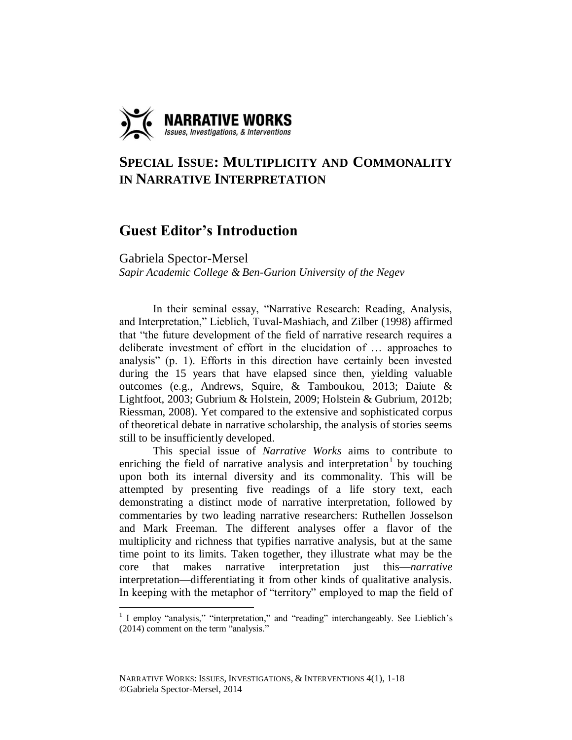NARRATIVE WORKS
*Issues, Investigations, & Interventions*

# SPECIAL ISSUE: MULTIPLICITY AND COMMONALITY IN NARRATIVE INTERPRETATION

## Guest Editor's Introduction

Gabriela Spector-Mersel
*Sapir Academic College & Ben-Gurion University of the Negev*

In their seminal essay, "Narrative Research: Reading, Analysis, and Interpretation," Lieblich, Tuval-Mashiach, and Zilber (1998) affirmed that "the future development of the field of narrative research requires a deliberate investment of effort in the elucidation of … approaches to analysis" (p. 1). Efforts in this direction have certainly been invested during the 15 years that have elapsed since then, yielding valuable outcomes (e.g., Andrews, Squire, & Tamboukou, 2013; Daiute & Lightfoot, 2003; Gubrium & Holstein, 2009; Holstein & Gubrium, 2012b; Riessman, 2008). Yet compared to the extensive and sophisticated corpus of theoretical debate in narrative scholarship, the analysis of stories seems still to be insufficiently developed.

This special issue of *Narrative Works* aims to contribute to enriching the field of narrative analysis and interpretation[1] by touching upon both its internal diversity and its commonality. This will be attempted by presenting five readings of a life story text, each demonstrating a distinct mode of narrative interpretation, followed by commentaries by two leading narrative researchers: Ruthellen Josselson and Mark Freeman. The different analyses offer a flavor of the multiplicity and richness that typifies narrative analysis, but at the same time point to its limits. Taken together, they illustrate what may be the core that makes narrative interpretation just this—*narrative* interpretation—differentiating it from other kinds of qualitative analysis. In keeping with the metaphor of "territory" employed to map the field of

---

[1] I employ "analysis," "interpretation," and "reading" interchangeably. See Lieblich's (2014) comment on the term "analysis."

©Gabriela Spector-Mersel, 2014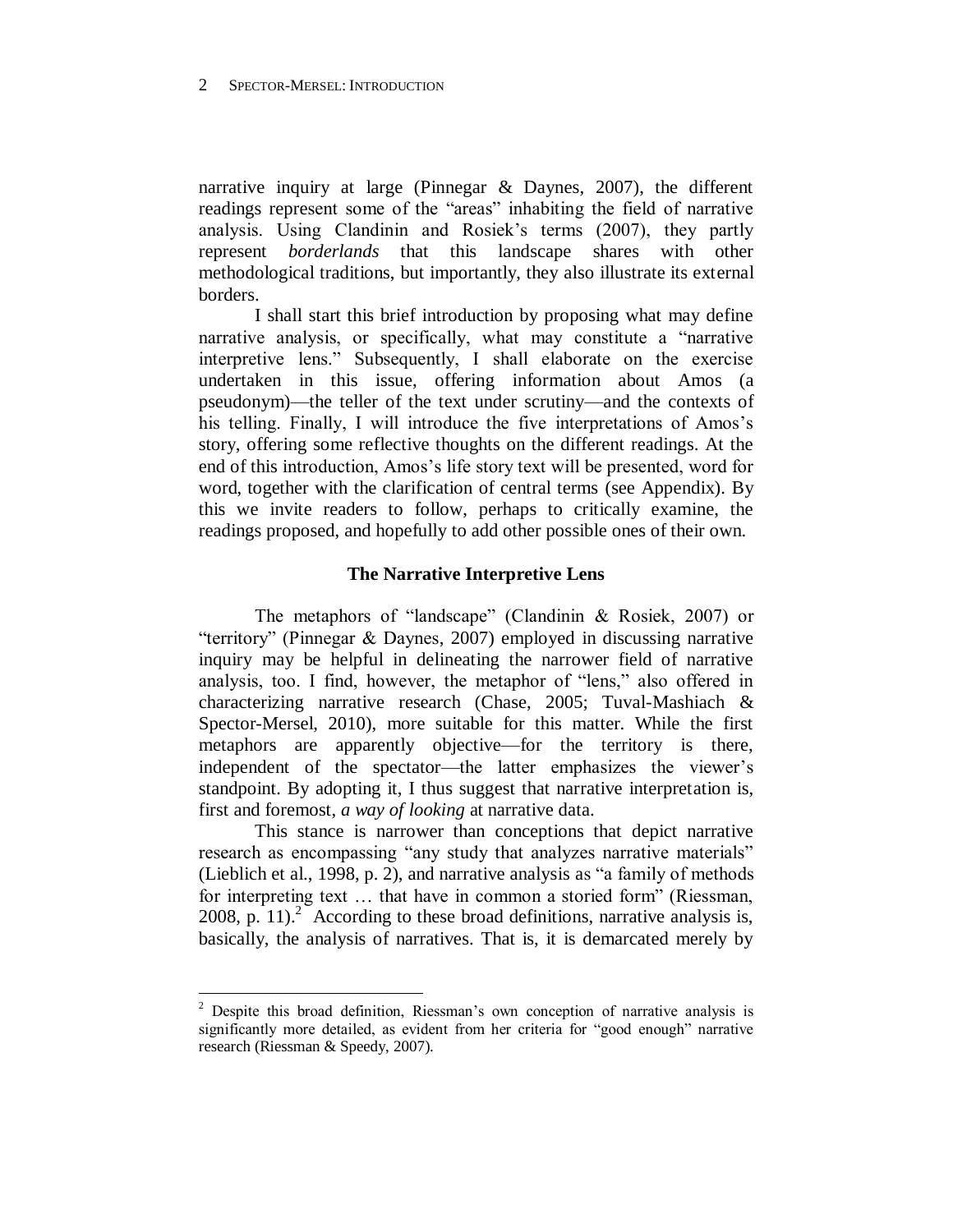narrative inquiry at large (Pinnegar & Daynes, 2007), the different readings represent some of the "areas" inhabiting the field of narrative analysis. Using Clandinin and Rosiek's terms (2007), they partly represent *borderlands* that this landscape shares with other methodological traditions, but importantly, they also illustrate its external borders.

I shall start this brief introduction by proposing what may define narrative analysis, or specifically, what may constitute a "narrative interpretive lens." Subsequently, I shall elaborate on the exercise undertaken in this issue, offering information about Amos (a pseudonym)—the teller of the text under scrutiny—and the contexts of his telling. Finally, I will introduce the five interpretations of Amos's story, offering some reflective thoughts on the different readings. At the end of this introduction, Amos's life story text will be presented, word for word, together with the clarification of central terms (see Appendix). By this we invite readers to follow, perhaps to critically examine, the readings proposed, and hopefully to add other possible ones of their own.

## The Narrative Interpretive Lens

The metaphors of "landscape" (Clandinin & Rosiek, 2007) or "territory" (Pinnegar & Daynes, 2007) employed in discussing narrative inquiry may be helpful in delineating the narrower field of narrative analysis, too. I find, however, the metaphor of "lens," also offered in characterizing narrative research (Chase, 2005; Tuval-Mashiach & Spector-Mersel, 2010), more suitable for this matter. While the first metaphors are apparently objective—for the territory is there, independent of the spectator—the latter emphasizes the viewer's standpoint. By adopting it, I thus suggest that narrative interpretation is, first and foremost, *a way of looking* at narrative data.

This stance is narrower than conceptions that depict narrative research as encompassing "any study that analyzes narrative materials" (Lieblich et al., 1998, p. 2), and narrative analysis as "a family of methods for interpreting text … that have in common a storied form" (Riessman, 2008, p. 11).[2] According to these broad definitions, narrative analysis is, basically, the analysis of narratives. That is, it is demarcated merely by

---

[2] Despite this broad definition, Riessman's own conception of narrative analysis is significantly more detailed, as evident from her criteria for "good enough" narrative research (Riessman & Speedy, 2007).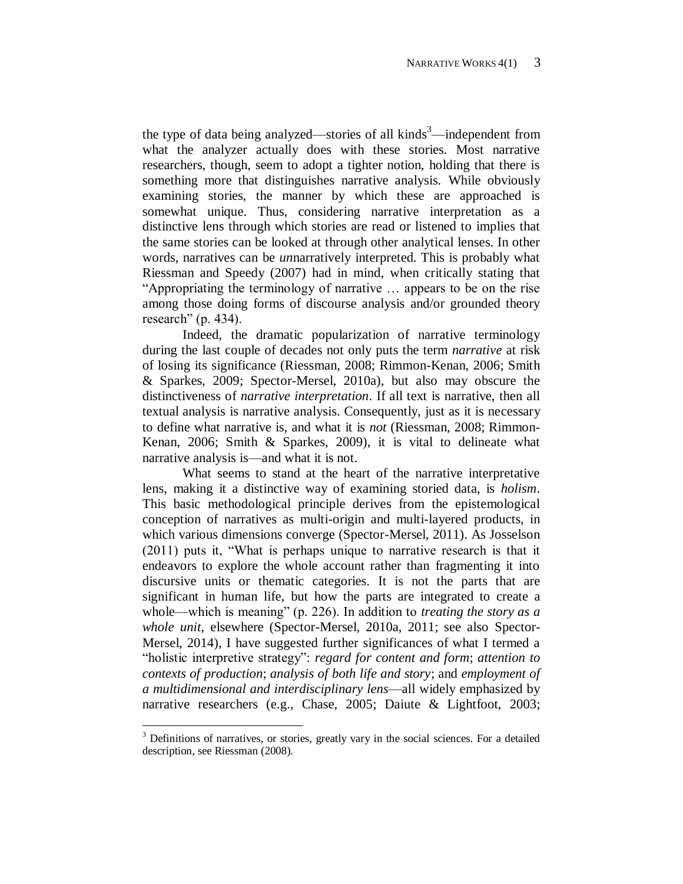the type of data being analyzed—stories of all kinds[3]—independent from what the analyzer actually does with these stories. Most narrative researchers, though, seem to adopt a tighter notion, holding that there is something more that distinguishes narrative analysis. While obviously examining stories, the manner by which these are approached is somewhat unique. Thus, considering narrative interpretation as a distinctive lens through which stories are read or listened to implies that the same stories can be looked at through other analytical lenses. In other words, narratives can be *un*narratively interpreted. This is probably what Riessman and Speedy (2007) had in mind, when critically stating that "Appropriating the terminology of narrative … appears to be on the rise among those doing forms of discourse analysis and/or grounded theory research" (p. 434).

Indeed, the dramatic popularization of narrative terminology during the last couple of decades not only puts the term *narrative* at risk of losing its significance (Riessman, 2008; Rimmon-Kenan, 2006; Smith & Sparkes, 2009; Spector-Mersel, 2010a), but also may obscure the distinctiveness of *narrative interpretation*. If all text is narrative, then all textual analysis is narrative analysis. Consequently, just as it is necessary to define what narrative is, and what it is *not* (Riessman, 2008; Rimmon-Kenan, 2006; Smith & Sparkes, 2009), it is vital to delineate what narrative analysis is—and what it is not.

What seems to stand at the heart of the narrative interpretative lens, making it a distinctive way of examining storied data, is *holism*. This basic methodological principle derives from the epistemological conception of narratives as multi-origin and multi-layered products, in which various dimensions converge (Spector-Mersel, 2011). As Josselson (2011) puts it, "What is perhaps unique to narrative research is that it endeavors to explore the whole account rather than fragmenting it into discursive units or thematic categories. It is not the parts that are significant in human life, but how the parts are integrated to create a whole—which is meaning" (p. 226). In addition to *treating the story as a whole unit*, elsewhere (Spector-Mersel, 2010a, 2011; see also Spector-Mersel, 2014), I have suggested further significances of what I termed a "holistic interpretive strategy": *regard for content and form*; *attention to contexts of production*; *analysis of both life and story*; and *employment of a multidimensional and interdisciplinary lens*—all widely emphasized by narrative researchers (e.g., Chase, 2005; Daiute & Lightfoot, 2003;

[3] Definitions of narratives, or stories, greatly vary in the social sciences. For a detailed description, see Riessman (2008).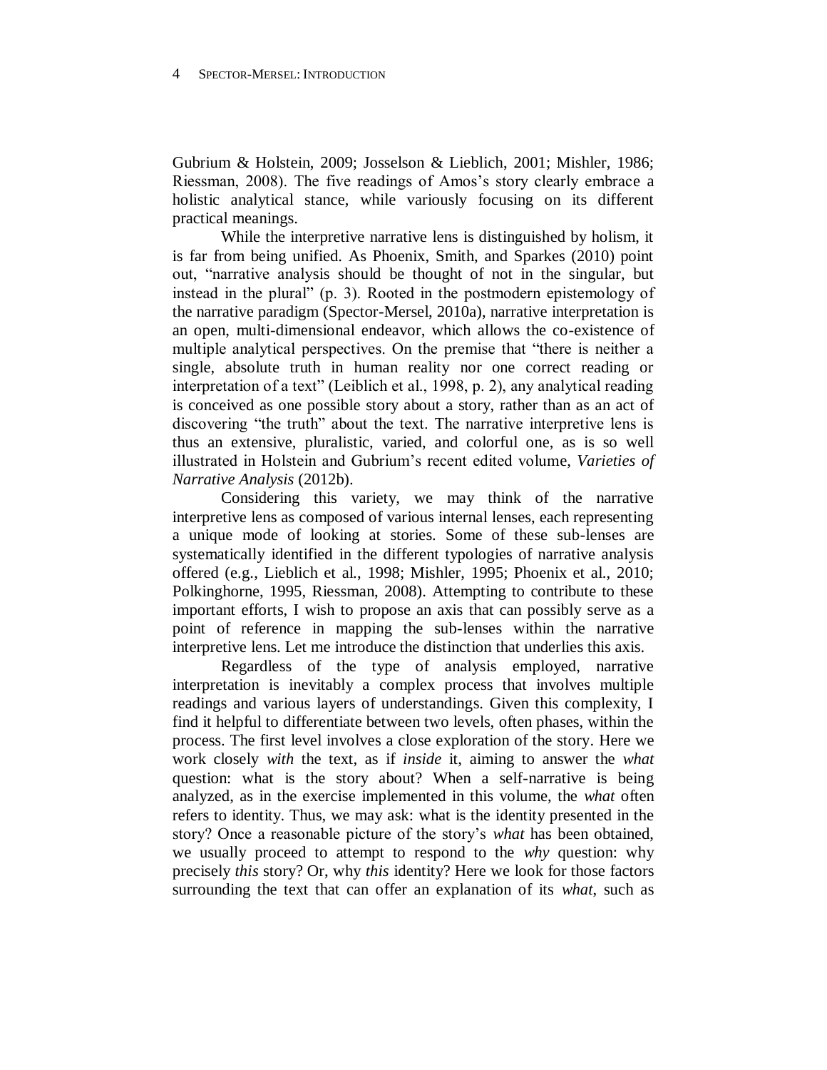Gubrium & Holstein, 2009; Josselson & Lieblich, 2001; Mishler, 1986; Riessman, 2008). The five readings of Amos's story clearly embrace a holistic analytical stance, while variously focusing on its different practical meanings.

While the interpretive narrative lens is distinguished by holism, it is far from being unified. As Phoenix, Smith, and Sparkes (2010) point out, "narrative analysis should be thought of not in the singular, but instead in the plural" (p. 3). Rooted in the postmodern epistemology of the narrative paradigm (Spector-Mersel, 2010a), narrative interpretation is an open, multi-dimensional endeavor, which allows the co-existence of multiple analytical perspectives. On the premise that "there is neither a single, absolute truth in human reality nor one correct reading or interpretation of a text" (Leiblich et al., 1998, p. 2), any analytical reading is conceived as one possible story about a story, rather than as an act of discovering "the truth" about the text. The narrative interpretive lens is thus an extensive, pluralistic, varied, and colorful one, as is so well illustrated in Holstein and Gubrium's recent edited volume, *Varieties of Narrative Analysis* (2012b).

Considering this variety, we may think of the narrative interpretive lens as composed of various internal lenses, each representing a unique mode of looking at stories. Some of these sub-lenses are systematically identified in the different typologies of narrative analysis offered (e.g., Lieblich et al., 1998; Mishler, 1995; Phoenix et al., 2010; Polkinghorne, 1995, Riessman, 2008). Attempting to contribute to these important efforts, I wish to propose an axis that can possibly serve as a point of reference in mapping the sub-lenses within the narrative interpretive lens. Let me introduce the distinction that underlies this axis.

Regardless of the type of analysis employed, narrative interpretation is inevitably a complex process that involves multiple readings and various layers of understandings. Given this complexity, I find it helpful to differentiate between two levels, often phases, within the process. The first level involves a close exploration of the story. Here we work closely *with* the text, as if *inside* it, aiming to answer the *what* question: what is the story about? When a self-narrative is being analyzed, as in the exercise implemented in this volume, the *what* often refers to identity. Thus, we may ask: what is the identity presented in the story? Once a reasonable picture of the story's *what* has been obtained, we usually proceed to attempt to respond to the *why* question: why precisely *this* story? Or, why *this* identity? Here we look for those factors surrounding the text that can offer an explanation of its *what*, such as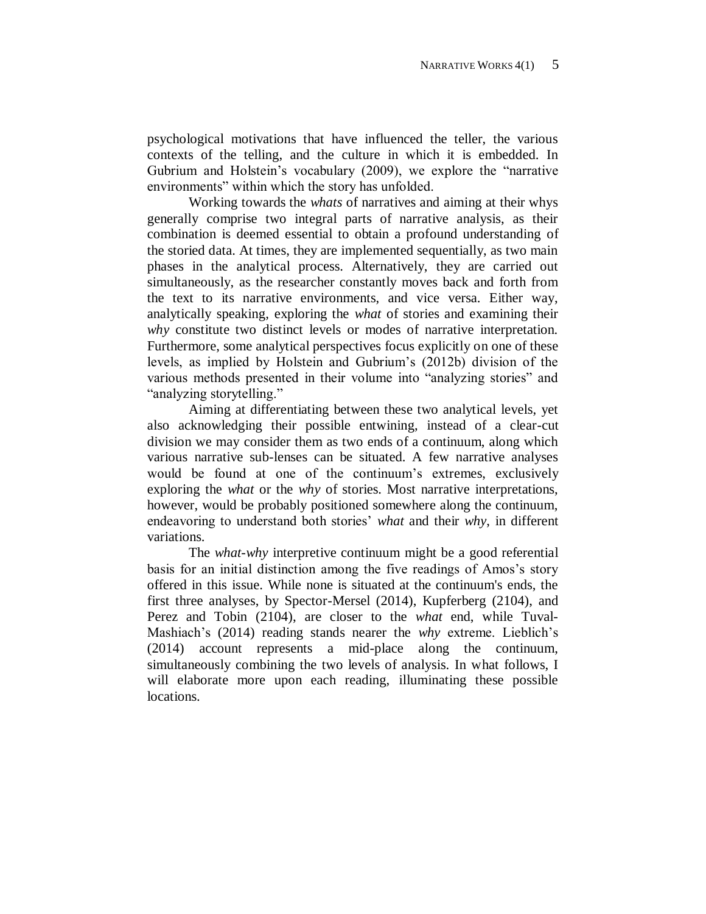psychological motivations that have influenced the teller, the various contexts of the telling, and the culture in which it is embedded. In Gubrium and Holstein's vocabulary (2009), we explore the "narrative environments" within which the story has unfolded.

Working towards the *whats* of narratives and aiming at their whys generally comprise two integral parts of narrative analysis, as their combination is deemed essential to obtain a profound understanding of the storied data. At times, they are implemented sequentially, as two main phases in the analytical process. Alternatively, they are carried out simultaneously, as the researcher constantly moves back and forth from the text to its narrative environments, and vice versa. Either way, analytically speaking, exploring the *what* of stories and examining their *why* constitute two distinct levels or modes of narrative interpretation. Furthermore, some analytical perspectives focus explicitly on one of these levels, as implied by Holstein and Gubrium's (2012b) division of the various methods presented in their volume into "analyzing stories" and "analyzing storytelling."

Aiming at differentiating between these two analytical levels, yet also acknowledging their possible entwining, instead of a clear-cut division we may consider them as two ends of a continuum, along which various narrative sub-lenses can be situated. A few narrative analyses would be found at one of the continuum's extremes, exclusively exploring the *what* or the *why* of stories. Most narrative interpretations, however, would be probably positioned somewhere along the continuum, endeavoring to understand both stories' *what* and their *why*, in different variations.

The *what-why* interpretive continuum might be a good referential basis for an initial distinction among the five readings of Amos's story offered in this issue. While none is situated at the continuum's ends, the first three analyses, by Spector-Mersel (2014), Kupferberg (2104), and Perez and Tobin (2104), are closer to the *what* end, while Tuval-Mashiach's (2014) reading stands nearer the *why* extreme. Lieblich's (2014) account represents a mid-place along the continuum, simultaneously combining the two levels of analysis. In what follows, I will elaborate more upon each reading, illuminating these possible locations.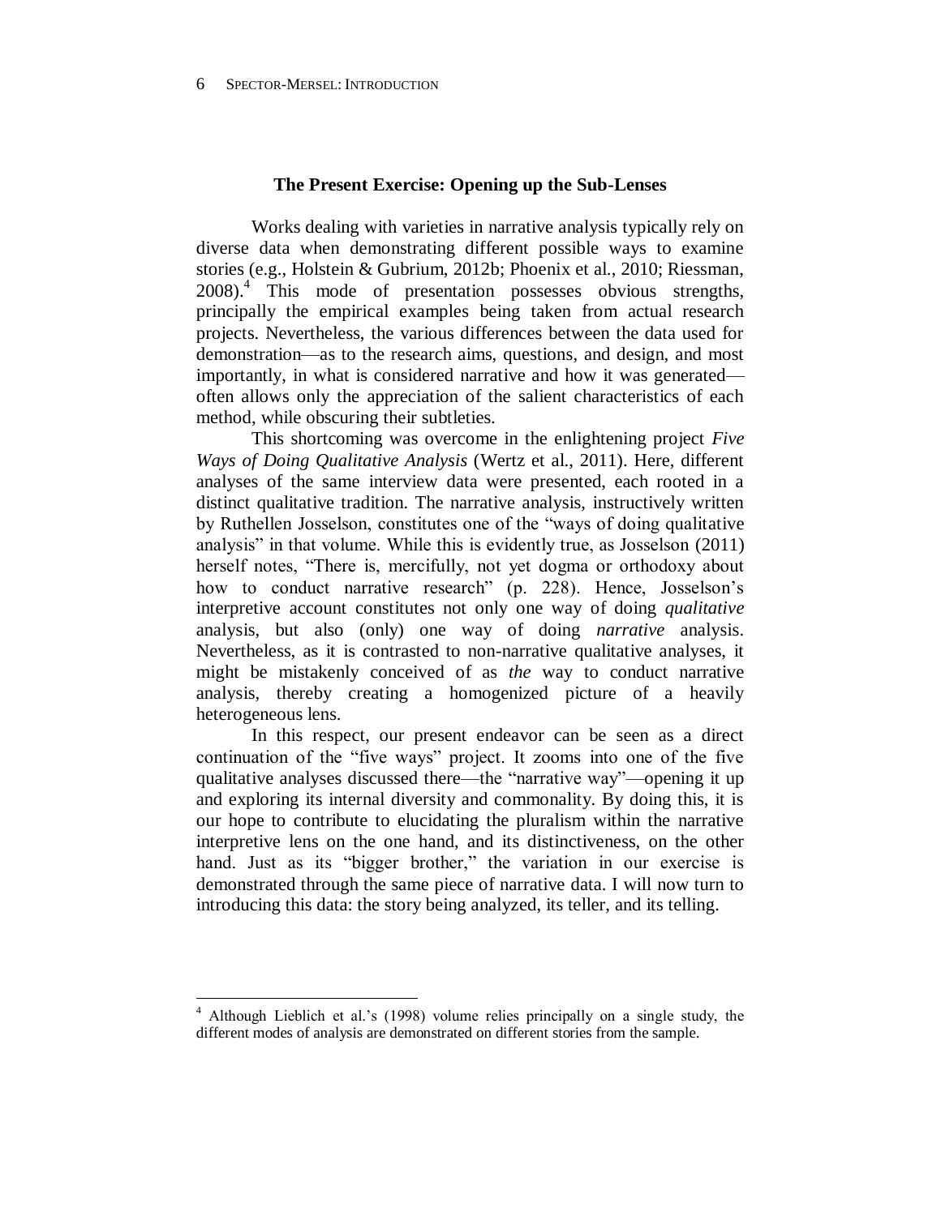### The Present Exercise: Opening up the Sub-Lenses

Works dealing with varieties in narrative analysis typically rely on diverse data when demonstrating different possible ways to examine stories (e.g., Holstein & Gubrium, 2012b; Phoenix et al., 2010; Riessman, 2008).[4] This mode of presentation possesses obvious strengths, principally the empirical examples being taken from actual research projects. Nevertheless, the various differences between the data used for demonstration—as to the research aims, questions, and design, and most importantly, in what is considered narrative and how it was generated—often allows only the appreciation of the salient characteristics of each method, while obscuring their subtleties.

This shortcoming was overcome in the enlightening project *Five Ways of Doing Qualitative Analysis* (Wertz et al., 2011). Here, different analyses of the same interview data were presented, each rooted in a distinct qualitative tradition. The narrative analysis, instructively written by Ruthellen Josselson, constitutes one of the "ways of doing qualitative analysis" in that volume. While this is evidently true, as Josselson (2011) herself notes, "There is, mercifully, not yet dogma or orthodoxy about how to conduct narrative research" (p. 228). Hence, Josselson's interpretive account constitutes not only one way of doing *qualitative* analysis, but also (only) one way of doing *narrative* analysis. Nevertheless, as it is contrasted to non-narrative qualitative analyses, it might be mistakenly conceived of as *the* way to conduct narrative analysis, thereby creating a homogenized picture of a heavily heterogeneous lens.

In this respect, our present endeavor can be seen as a direct continuation of the "five ways" project. It zooms into one of the five qualitative analyses discussed there—the "narrative way"—opening it up and exploring its internal diversity and commonality. By doing this, it is our hope to contribute to elucidating the pluralism within the narrative interpretive lens on the one hand, and its distinctiveness, on the other hand. Just as its "bigger brother," the variation in our exercise is demonstrated through the same piece of narrative data. I will now turn to introducing this data: the story being analyzed, its teller, and its telling.

---

[4] Although Lieblich et al.'s (1998) volume relies principally on a single study, the different modes of analysis are demonstrated on different stories from the sample.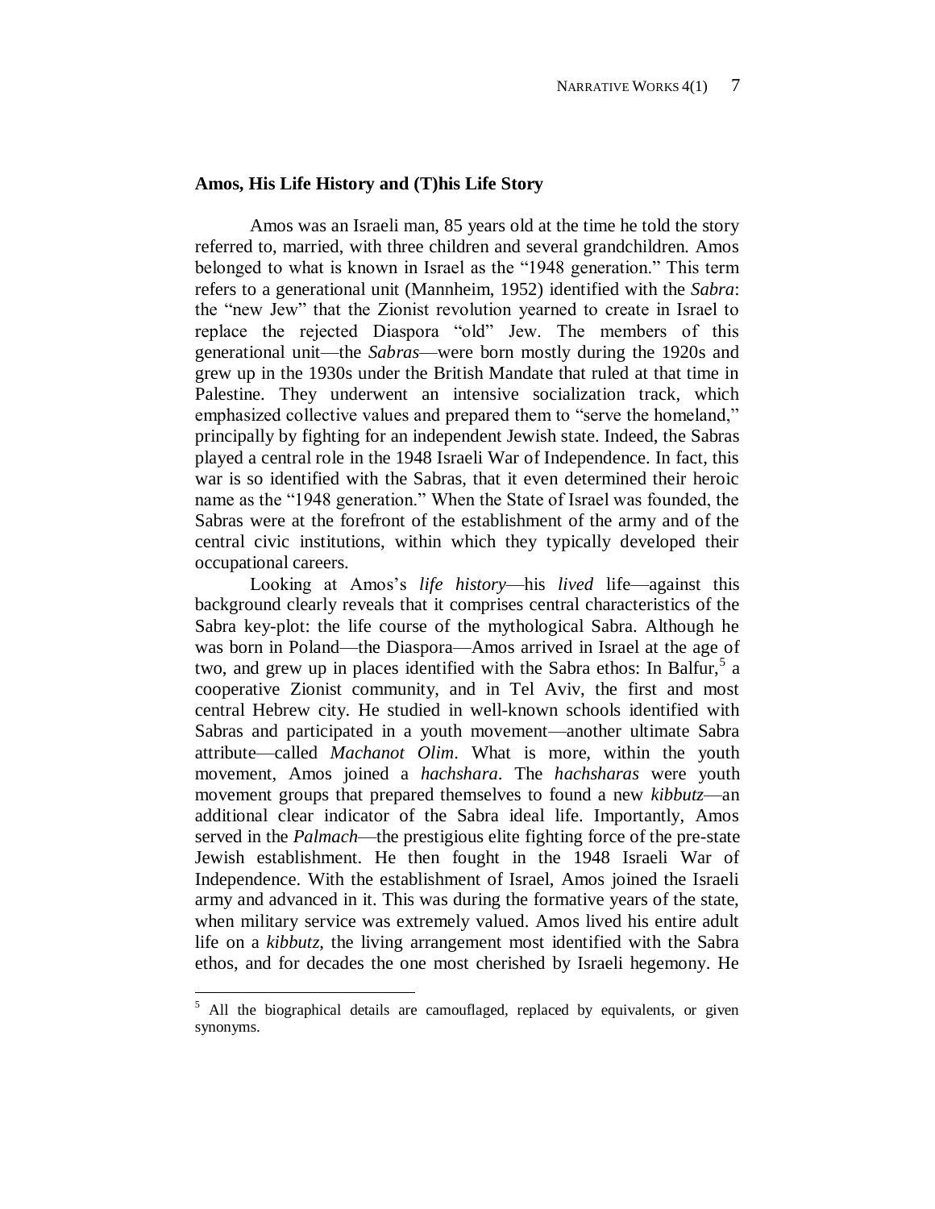## Amos, His Life History and (T)his Life Story

Amos was an Israeli man, 85 years old at the time he told the story referred to, married, with three children and several grandchildren. Amos belonged to what is known in Israel as the "1948 generation." This term refers to a generational unit (Mannheim, 1952) identified with the *Sabra*: the "new Jew" that the Zionist revolution yearned to create in Israel to replace the rejected Diaspora "old" Jew. The members of this generational unit—the *Sabras*—were born mostly during the 1920s and grew up in the 1930s under the British Mandate that ruled at that time in Palestine. They underwent an intensive socialization track, which emphasized collective values and prepared them to "serve the homeland," principally by fighting for an independent Jewish state. Indeed, the Sabras played a central role in the 1948 Israeli War of Independence. In fact, this war is so identified with the Sabras, that it even determined their heroic name as the "1948 generation." When the State of Israel was founded, the Sabras were at the forefront of the establishment of the army and of the central civic institutions, within which they typically developed their occupational careers.

Looking at Amos's *life history*—his *lived* life—against this background clearly reveals that it comprises central characteristics of the Sabra key-plot: the life course of the mythological Sabra. Although he was born in Poland—the Diaspora—Amos arrived in Israel at the age of two, and grew up in places identified with the Sabra ethos: In Balfur,[5] a cooperative Zionist community, and in Tel Aviv, the first and most central Hebrew city. He studied in well-known schools identified with Sabras and participated in a youth movement—another ultimate Sabra attribute—called *Machanot Olim*. What is more, within the youth movement, Amos joined a *hachshara*. The *hachsharas* were youth movement groups that prepared themselves to found a new *kibbutz*—an additional clear indicator of the Sabra ideal life. Importantly, Amos served in the *Palmach*—the prestigious elite fighting force of the pre-state Jewish establishment. He then fought in the 1948 Israeli War of Independence. With the establishment of Israel, Amos joined the Israeli army and advanced in it. This was during the formative years of the state, when military service was extremely valued. Amos lived his entire adult life on a *kibbutz*, the living arrangement most identified with the Sabra ethos, and for decades the one most cherished by Israeli hegemony. He

[5] All the biographical details are camouflaged, replaced by equivalents, or given synonyms.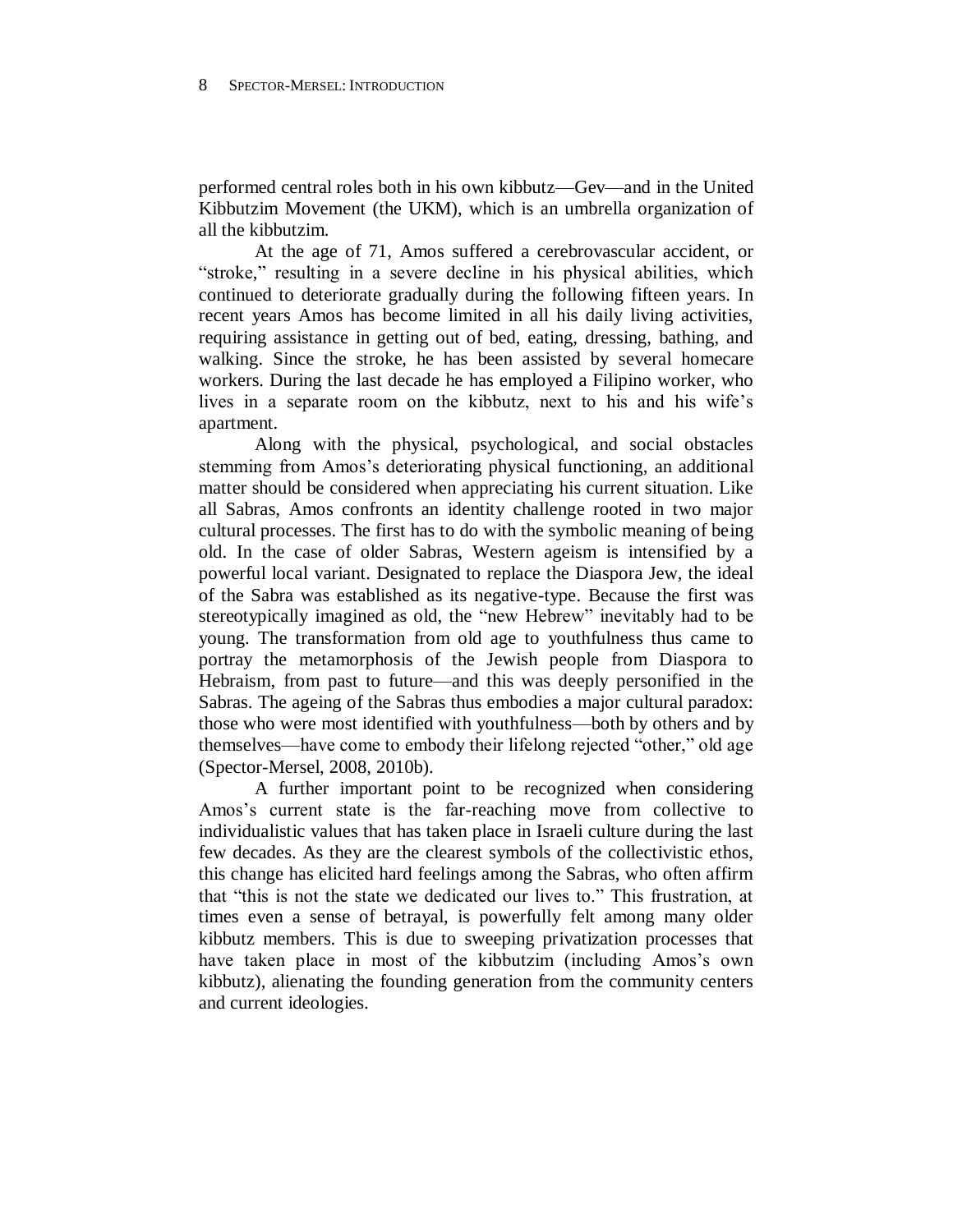performed central roles both in his own kibbutz—Gev—and in the United Kibbutzim Movement (the UKM), which is an umbrella organization of all the kibbutzim.

At the age of 71, Amos suffered a cerebrovascular accident, or "stroke," resulting in a severe decline in his physical abilities, which continued to deteriorate gradually during the following fifteen years. In recent years Amos has become limited in all his daily living activities, requiring assistance in getting out of bed, eating, dressing, bathing, and walking. Since the stroke, he has been assisted by several homecare workers. During the last decade he has employed a Filipino worker, who lives in a separate room on the kibbutz, next to his and his wife's apartment.

Along with the physical, psychological, and social obstacles stemming from Amos's deteriorating physical functioning, an additional matter should be considered when appreciating his current situation. Like all Sabras, Amos confronts an identity challenge rooted in two major cultural processes. The first has to do with the symbolic meaning of being old. In the case of older Sabras, Western ageism is intensified by a powerful local variant. Designated to replace the Diaspora Jew, the ideal of the Sabra was established as its negative-type. Because the first was stereotypically imagined as old, the "new Hebrew" inevitably had to be young. The transformation from old age to youthfulness thus came to portray the metamorphosis of the Jewish people from Diaspora to Hebraism, from past to future—and this was deeply personified in the Sabras. The ageing of the Sabras thus embodies a major cultural paradox: those who were most identified with youthfulness—both by others and by themselves—have come to embody their lifelong rejected "other," old age (Spector-Mersel, 2008, 2010b).

A further important point to be recognized when considering Amos's current state is the far-reaching move from collective to individualistic values that has taken place in Israeli culture during the last few decades. As they are the clearest symbols of the collectivistic ethos, this change has elicited hard feelings among the Sabras, who often affirm that "this is not the state we dedicated our lives to." This frustration, at times even a sense of betrayal, is powerfully felt among many older kibbutz members. This is due to sweeping privatization processes that have taken place in most of the kibbutzim (including Amos's own kibbutz), alienating the founding generation from the community centers and current ideologies.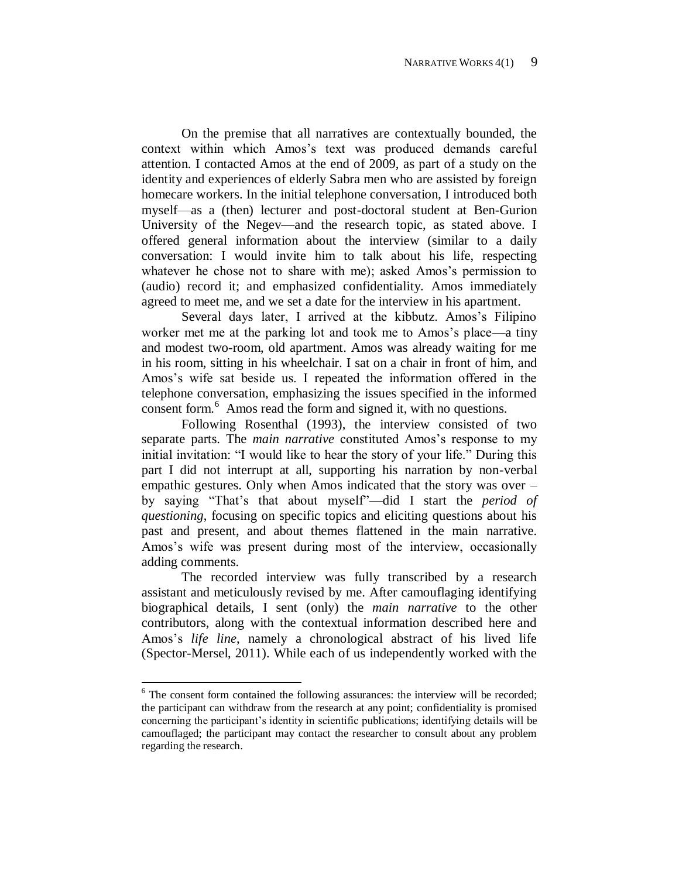On the premise that all narratives are contextually bounded, the context within which Amos's text was produced demands careful attention. I contacted Amos at the end of 2009, as part of a study on the identity and experiences of elderly Sabra men who are assisted by foreign homecare workers. In the initial telephone conversation, I introduced both myself—as a (then) lecturer and post-doctoral student at Ben-Gurion University of the Negev—and the research topic, as stated above. I offered general information about the interview (similar to a daily conversation: I would invite him to talk about his life, respecting whatever he chose not to share with me); asked Amos's permission to (audio) record it; and emphasized confidentiality. Amos immediately agreed to meet me, and we set a date for the interview in his apartment.

Several days later, I arrived at the kibbutz. Amos's Filipino worker met me at the parking lot and took me to Amos's place—a tiny and modest two-room, old apartment. Amos was already waiting for me in his room, sitting in his wheelchair. I sat on a chair in front of him, and Amos's wife sat beside us. I repeated the information offered in the telephone conversation, emphasizing the issues specified in the informed consent form.[6] Amos read the form and signed it, with no questions.

Following Rosenthal (1993), the interview consisted of two separate parts. The *main narrative* constituted Amos's response to my initial invitation: "I would like to hear the story of your life." During this part I did not interrupt at all, supporting his narration by non-verbal empathic gestures. Only when Amos indicated that the story was over – by saying "That's that about myself"—did I start the *period of questioning*, focusing on specific topics and eliciting questions about his past and present, and about themes flattened in the main narrative. Amos's wife was present during most of the interview, occasionally adding comments.

The recorded interview was fully transcribed by a research assistant and meticulously revised by me. After camouflaging identifying biographical details, I sent (only) the *main narrative* to the other contributors, along with the contextual information described here and Amos's *life line*, namely a chronological abstract of his lived life (Spector-Mersel, 2011). While each of us independently worked with the

---

[6] The consent form contained the following assurances: the interview will be recorded; the participant can withdraw from the research at any point; confidentiality is promised concerning the participant's identity in scientific publications; identifying details will be camouflaged; the participant may contact the researcher to consult about any problem regarding the research.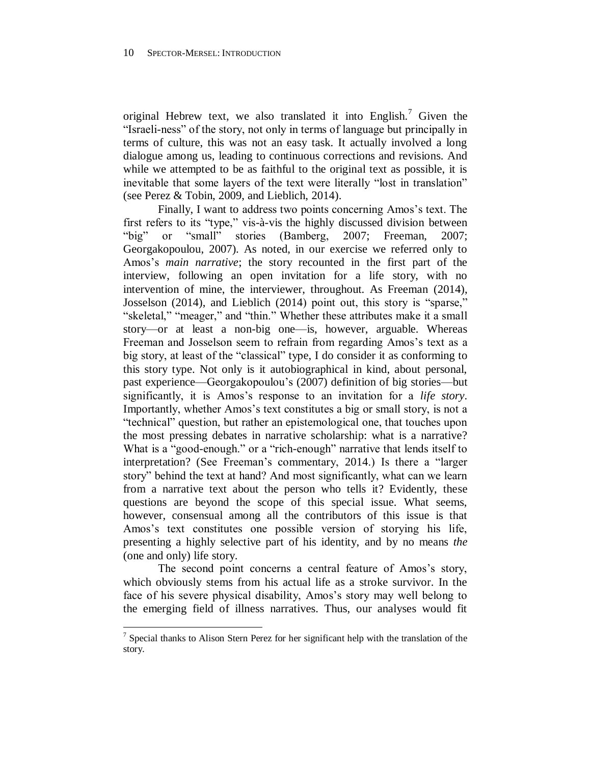original Hebrew text, we also translated it into English.[7] Given the "Israeli-ness" of the story, not only in terms of language but principally in terms of culture, this was not an easy task. It actually involved a long dialogue among us, leading to continuous corrections and revisions. And while we attempted to be as faithful to the original text as possible, it is inevitable that some layers of the text were literally "lost in translation" (see Perez & Tobin, 2009, and Lieblich, 2014).

Finally, I want to address two points concerning Amos's text. The first refers to its "type," vis-à-vis the highly discussed division between "big" or "small" stories (Bamberg, 2007; Freeman, 2007; Georgakopoulou, 2007). As noted, in our exercise we referred only to Amos's *main narrative*; the story recounted in the first part of the interview, following an open invitation for a life story, with no intervention of mine, the interviewer, throughout. As Freeman (2014), Josselson (2014), and Lieblich (2014) point out, this story is "sparse," "skeletal," "meager," and "thin." Whether these attributes make it a small story—or at least a non-big one—is, however, arguable. Whereas Freeman and Josselson seem to refrain from regarding Amos's text as a big story, at least of the "classical" type, I do consider it as conforming to this story type. Not only is it autobiographical in kind, about personal, past experience—Georgakopoulou's (2007) definition of big stories—but significantly, it is Amos's response to an invitation for a *life story*. Importantly, whether Amos's text constitutes a big or small story, is not a "technical" question, but rather an epistemological one, that touches upon the most pressing debates in narrative scholarship: what is a narrative? What is a "good-enough." or a "rich-enough" narrative that lends itself to interpretation? (See Freeman's commentary, 2014.) Is there a "larger story" behind the text at hand? And most significantly, what can we learn from a narrative text about the person who tells it? Evidently, these questions are beyond the scope of this special issue. What seems, however, consensual among all the contributors of this issue is that Amos's text constitutes one possible version of storying his life, presenting a highly selective part of his identity, and by no means *the* (one and only) life story.

The second point concerns a central feature of Amos's story, which obviously stems from his actual life as a stroke survivor. In the face of his severe physical disability, Amos's story may well belong to the emerging field of illness narratives. Thus, our analyses would fit

[7] Special thanks to Alison Stern Perez for her significant help with the translation of the story.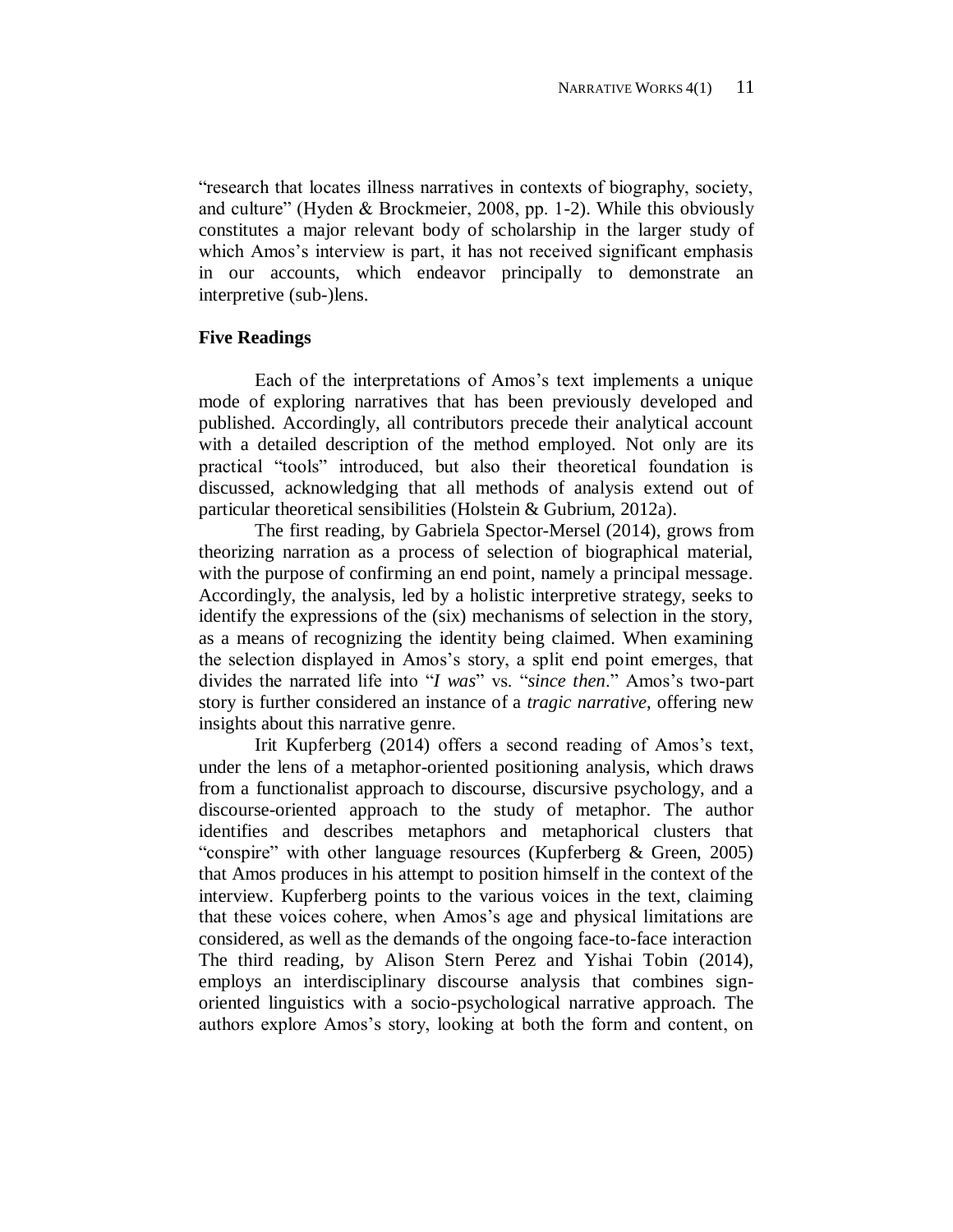"research that locates illness narratives in contexts of biography, society, and culture" (Hyden & Brockmeier, 2008, pp. 1-2). While this obviously constitutes a major relevant body of scholarship in the larger study of which Amos's interview is part, it has not received significant emphasis in our accounts, which endeavor principally to demonstrate an interpretive (sub-)lens.

## Five Readings

Each of the interpretations of Amos's text implements a unique mode of exploring narratives that has been previously developed and published. Accordingly, all contributors precede their analytical account with a detailed description of the method employed. Not only are its practical "tools" introduced, but also their theoretical foundation is discussed, acknowledging that all methods of analysis extend out of particular theoretical sensibilities (Holstein & Gubrium, 2012a).

The first reading, by Gabriela Spector-Mersel (2014), grows from theorizing narration as a process of selection of biographical material, with the purpose of confirming an end point, namely a principal message. Accordingly, the analysis, led by a holistic interpretive strategy, seeks to identify the expressions of the (six) mechanisms of selection in the story, as a means of recognizing the identity being claimed. When examining the selection displayed in Amos's story, a split end point emerges, that divides the narrated life into "*I was*" vs. "*since then*." Amos's two-part story is further considered an instance of a *tragic narrative*, offering new insights about this narrative genre.

Irit Kupferberg (2014) offers a second reading of Amos's text, under the lens of a metaphor-oriented positioning analysis, which draws from a functionalist approach to discourse, discursive psychology, and a discourse-oriented approach to the study of metaphor. The author identifies and describes metaphors and metaphorical clusters that "conspire" with other language resources (Kupferberg & Green, 2005) that Amos produces in his attempt to position himself in the context of the interview. Kupferberg points to the various voices in the text, claiming that these voices cohere, when Amos's age and physical limitations are considered, as well as the demands of the ongoing face-to-face interaction The third reading, by Alison Stern Perez and Yishai Tobin (2014), employs an interdisciplinary discourse analysis that combines sign-oriented linguistics with a socio-psychological narrative approach. The authors explore Amos's story, looking at both the form and content, on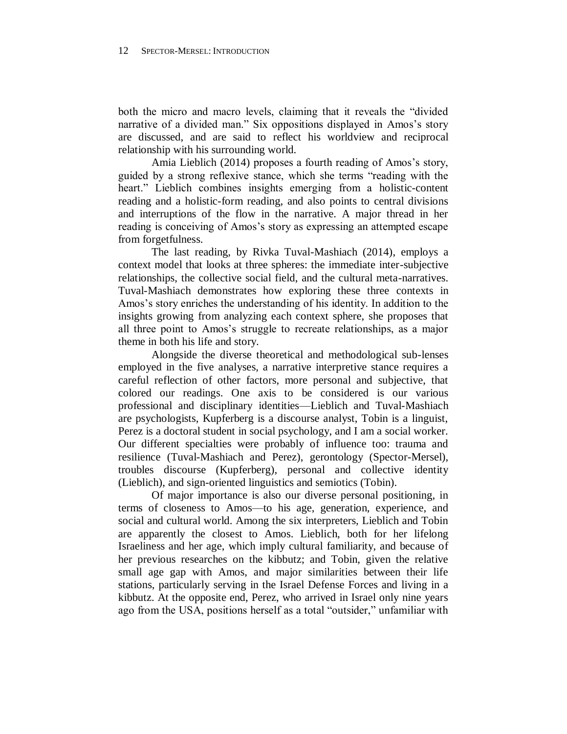both the micro and macro levels, claiming that it reveals the "divided narrative of a divided man." Six oppositions displayed in Amos's story are discussed, and are said to reflect his worldview and reciprocal relationship with his surrounding world.

Amia Lieblich (2014) proposes a fourth reading of Amos's story, guided by a strong reflexive stance, which she terms "reading with the heart." Lieblich combines insights emerging from a holistic-content reading and a holistic-form reading, and also points to central divisions and interruptions of the flow in the narrative. A major thread in her reading is conceiving of Amos's story as expressing an attempted escape from forgetfulness.

The last reading, by Rivka Tuval-Mashiach (2014), employs a context model that looks at three spheres: the immediate inter-subjective relationships, the collective social field, and the cultural meta-narratives. Tuval-Mashiach demonstrates how exploring these three contexts in Amos's story enriches the understanding of his identity. In addition to the insights growing from analyzing each context sphere, she proposes that all three point to Amos's struggle to recreate relationships, as a major theme in both his life and story.

Alongside the diverse theoretical and methodological sub-lenses employed in the five analyses, a narrative interpretive stance requires a careful reflection of other factors, more personal and subjective, that colored our readings. One axis to be considered is our various professional and disciplinary identities—Lieblich and Tuval-Mashiach are psychologists, Kupferberg is a discourse analyst, Tobin is a linguist, Perez is a doctoral student in social psychology, and I am a social worker. Our different specialties were probably of influence too: trauma and resilience (Tuval-Mashiach and Perez), gerontology (Spector-Mersel), troubles discourse (Kupferberg), personal and collective identity (Lieblich), and sign-oriented linguistics and semiotics (Tobin).

Of major importance is also our diverse personal positioning, in terms of closeness to Amos—to his age, generation, experience, and social and cultural world. Among the six interpreters, Lieblich and Tobin are apparently the closest to Amos. Lieblich, both for her lifelong Israeliness and her age, which imply cultural familiarity, and because of her previous researches on the kibbutz; and Tobin, given the relative small age gap with Amos, and major similarities between their life stations, particularly serving in the Israel Defense Forces and living in a kibbutz. At the opposite end, Perez, who arrived in Israel only nine years ago from the USA, positions herself as a total "outsider," unfamiliar with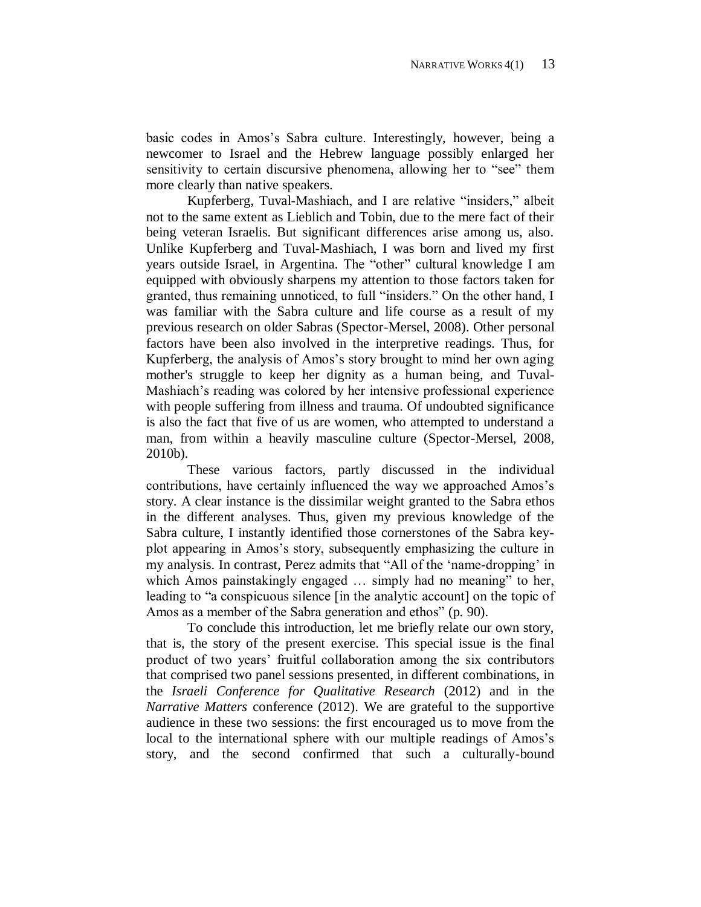basic codes in Amos's Sabra culture. Interestingly, however, being a newcomer to Israel and the Hebrew language possibly enlarged her sensitivity to certain discursive phenomena, allowing her to "see" them more clearly than native speakers.

Kupferberg, Tuval-Mashiach, and I are relative "insiders," albeit not to the same extent as Lieblich and Tobin, due to the mere fact of their being veteran Israelis. But significant differences arise among us, also. Unlike Kupferberg and Tuval-Mashiach, I was born and lived my first years outside Israel, in Argentina. The "other" cultural knowledge I am equipped with obviously sharpens my attention to those factors taken for granted, thus remaining unnoticed, to full "insiders." On the other hand, I was familiar with the Sabra culture and life course as a result of my previous research on older Sabras (Spector-Mersel, 2008). Other personal factors have been also involved in the interpretive readings. Thus, for Kupferberg, the analysis of Amos's story brought to mind her own aging mother's struggle to keep her dignity as a human being, and Tuval-Mashiach's reading was colored by her intensive professional experience with people suffering from illness and trauma. Of undoubted significance is also the fact that five of us are women, who attempted to understand a man, from within a heavily masculine culture (Spector-Mersel, 2008, 2010b).

These various factors, partly discussed in the individual contributions, have certainly influenced the way we approached Amos's story. A clear instance is the dissimilar weight granted to the Sabra ethos in the different analyses. Thus, given my previous knowledge of the Sabra culture, I instantly identified those cornerstones of the Sabra key-plot appearing in Amos's story, subsequently emphasizing the culture in my analysis. In contrast, Perez admits that "All of the 'name-dropping' in which Amos painstakingly engaged … simply had no meaning" to her, leading to "a conspicuous silence [in the analytic account] on the topic of Amos as a member of the Sabra generation and ethos" (p. 90).

To conclude this introduction, let me briefly relate our own story, that is, the story of the present exercise. This special issue is the final product of two years' fruitful collaboration among the six contributors that comprised two panel sessions presented, in different combinations, in the *Israeli Conference for Qualitative Research* (2012) and in the *Narrative Matters* conference (2012). We are grateful to the supportive audience in these two sessions: the first encouraged us to move from the local to the international sphere with our multiple readings of Amos's story, and the second confirmed that such a culturally-bound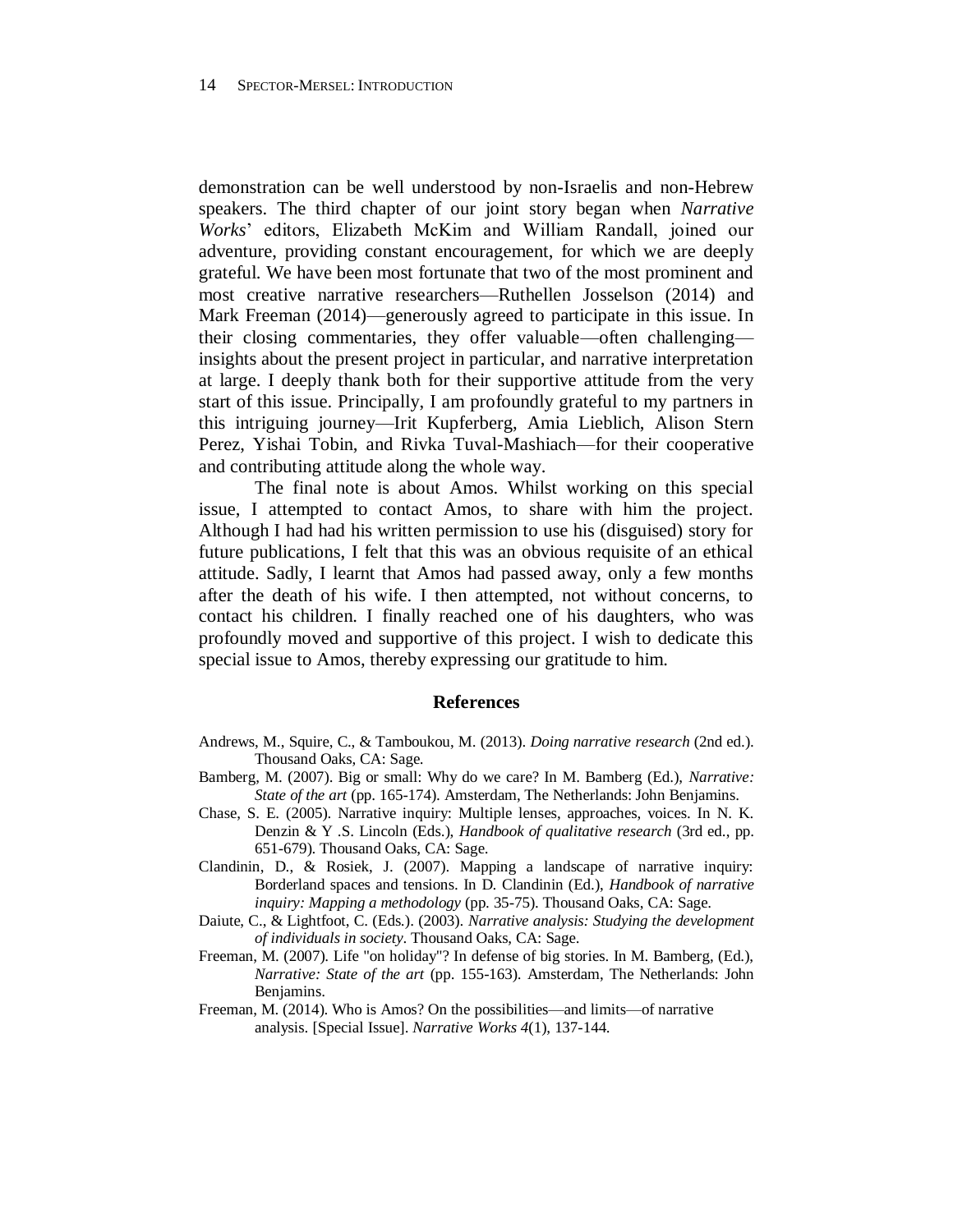demonstration can be well understood by non-Israelis and non-Hebrew speakers. The third chapter of our joint story began when *Narrative Works*' editors, Elizabeth McKim and William Randall, joined our adventure, providing constant encouragement, for which we are deeply grateful. We have been most fortunate that two of the most prominent and most creative narrative researchers—Ruthellen Josselson (2014) and Mark Freeman (2014)—generously agreed to participate in this issue. In their closing commentaries, they offer valuable—often challenging—insights about the present project in particular, and narrative interpretation at large. I deeply thank both for their supportive attitude from the very start of this issue. Principally, I am profoundly grateful to my partners in this intriguing journey—Irit Kupferberg, Amia Lieblich, Alison Stern Perez, Yishai Tobin, and Rivka Tuval-Mashiach—for their cooperative and contributing attitude along the whole way.

The final note is about Amos. Whilst working on this special issue, I attempted to contact Amos, to share with him the project. Although I had had his written permission to use his (disguised) story for future publications, I felt that this was an obvious requisite of an ethical attitude. Sadly, I learnt that Amos had passed away, only a few months after the death of his wife. I then attempted, not without concerns, to contact his children. I finally reached one of his daughters, who was profoundly moved and supportive of this project. I wish to dedicate this special issue to Amos, thereby expressing our gratitude to him.

## References

Andrews, M., Squire, C., & Tamboukou, M. (2013). *Doing narrative research* (2nd ed.). Thousand Oaks, CA: Sage.

Bamberg, M. (2007). Big or small: Why do we care? In M. Bamberg (Ed.), *Narrative: State of the art* (pp. 165-174). Amsterdam, The Netherlands: John Benjamins.

Chase, S. E. (2005). Narrative inquiry: Multiple lenses, approaches, voices. In N. K. Denzin & Y .S. Lincoln (Eds.), *Handbook of qualitative research* (3rd ed., pp. 651-679). Thousand Oaks, CA: Sage.

Clandinin, D., & Rosiek, J. (2007). Mapping a landscape of narrative inquiry: Borderland spaces and tensions. In D. Clandinin (Ed.), *Handbook of narrative inquiry: Mapping a methodology* (pp. 35-75). Thousand Oaks, CA: Sage.

Daiute, C., & Lightfoot, C. (Eds.). (2003). *Narrative analysis: Studying the development of individuals in society*. Thousand Oaks, CA: Sage.

Freeman, M. (2007). Life "on holiday"? In defense of big stories. In M. Bamberg, (Ed.), *Narrative: State of the art* (pp. 155-163). Amsterdam, The Netherlands: John Benjamins.

Freeman, M. (2014). Who is Amos? On the possibilities—and limits—of narrative analysis. [Special Issue]. *Narrative Works 4*(1), 137-144.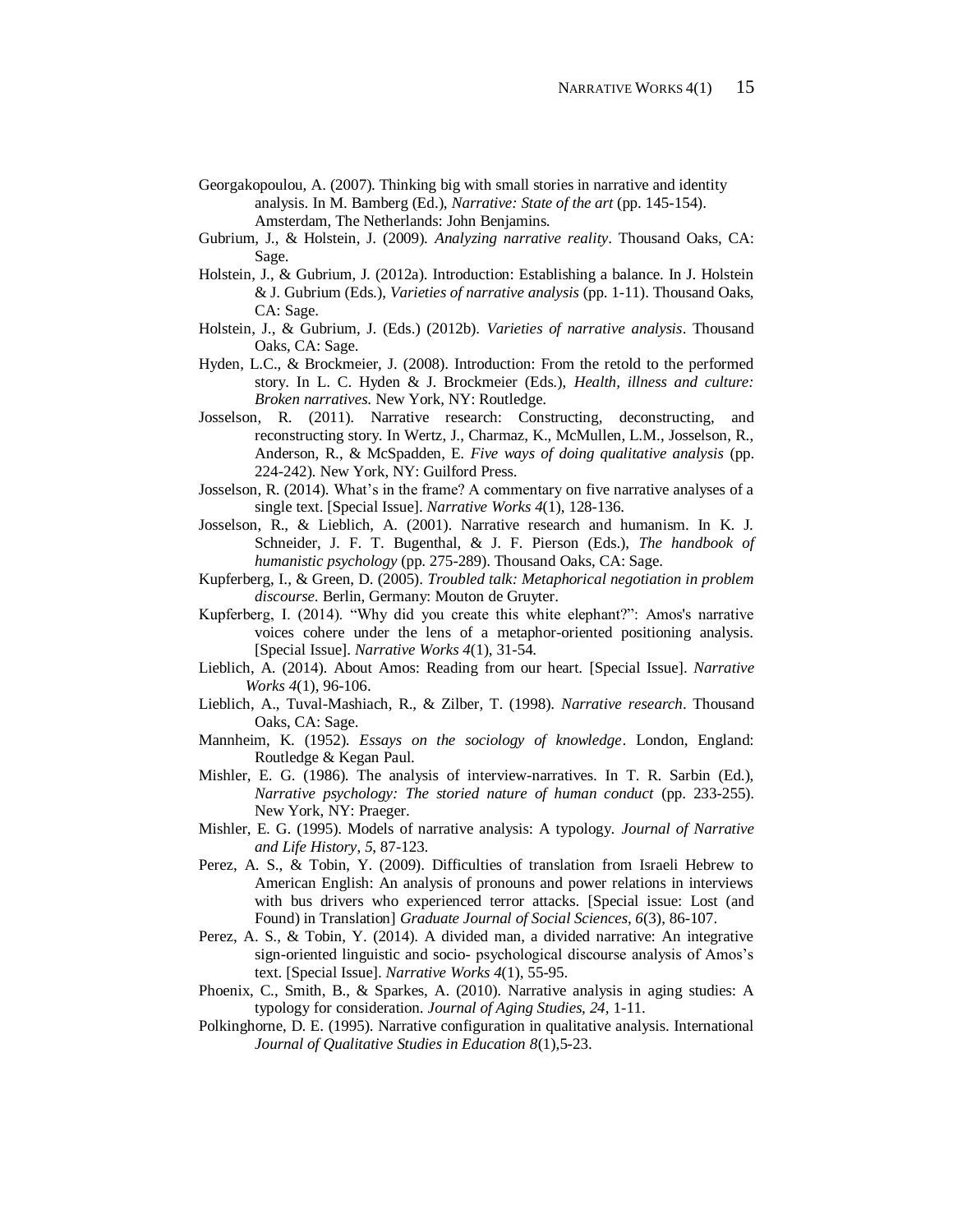Georgakopoulou, A. (2007). Thinking big with small stories in narrative and identity analysis. In M. Bamberg (Ed.), *Narrative: State of the art* (pp. 145-154). Amsterdam, The Netherlands: John Benjamins.

Gubrium, J., & Holstein, J. (2009). *Analyzing narrative reality*. Thousand Oaks, CA: Sage.

Holstein, J., & Gubrium, J. (2012a). Introduction: Establishing a balance. In J. Holstein & J. Gubrium (Eds.), *Varieties of narrative analysis* (pp. 1-11). Thousand Oaks, CA: Sage.

Holstein, J., & Gubrium, J. (Eds.) (2012b). *Varieties of narrative analysis*. Thousand Oaks, CA: Sage.

Hyden, L.C., & Brockmeier, J. (2008). Introduction: From the retold to the performed story. In L. C. Hyden & J. Brockmeier (Eds.), *Health, illness and culture: Broken narratives*. New York, NY: Routledge.

Josselson, R. (2011). Narrative research: Constructing, deconstructing, and reconstructing story. In Wertz, J., Charmaz, K., McMullen, L.M., Josselson, R., Anderson, R., & McSpadden, E. *Five ways of doing qualitative analysis* (pp. 224-242). New York, NY: Guilford Press.

Josselson, R. (2014). What's in the frame? A commentary on five narrative analyses of a single text. [Special Issue]. *Narrative Works 4*(1), 128-136.

Josselson, R., & Lieblich, A. (2001). Narrative research and humanism. In K. J. Schneider, J. F. T. Bugenthal, & J. F. Pierson (Eds.), *The handbook of humanistic psychology* (pp. 275-289). Thousand Oaks, CA: Sage.

Kupferberg, I., & Green, D. (2005). *Troubled talk: Metaphorical negotiation in problem discourse*. Berlin, Germany: Mouton de Gruyter.

Kupferberg, I. (2014). "Why did you create this white elephant?": Amos's narrative voices cohere under the lens of a metaphor-oriented positioning analysis. [Special Issue]. *Narrative Works 4*(1), 31-54.

Lieblich, A. (2014). About Amos: Reading from our heart. [Special Issue]. *Narrative Works 4*(1), 96-106.

Lieblich, A., Tuval-Mashiach, R., & Zilber, T. (1998). *Narrative research*. Thousand Oaks, CA: Sage.

Mannheim, K. (1952). *Essays on the sociology of knowledge*. London, England: Routledge & Kegan Paul.

Mishler, E. G. (1986). The analysis of interview-narratives. In T. R. Sarbin (Ed.), *Narrative psychology: The storied nature of human conduct* (pp. 233-255). New York, NY: Praeger.

Mishler, E. G. (1995). Models of narrative analysis: A typology. *Journal of Narrative and Life History*, *5*, 87-123.

Perez, A. S., & Tobin, Y. (2009). Difficulties of translation from Israeli Hebrew to American English: An analysis of pronouns and power relations in interviews with bus drivers who experienced terror attacks. [Special issue: Lost (and Found) in Translation] *Graduate Journal of Social Sciences, 6*(3), 86-107.

Perez, A. S., & Tobin, Y. (2014). A divided man, a divided narrative: An integrative sign-oriented linguistic and socio- psychological discourse analysis of Amos's text. [Special Issue]. *Narrative Works 4*(1), 55-95.

Phoenix, C., Smith, B., & Sparkes, A. (2010). Narrative analysis in aging studies: A typology for consideration. *Journal of Aging Studies*, *24*, 1-11.

Polkinghorne, D. E. (1995). Narrative configuration in qualitative analysis. International *Journal of Qualitative Studies in Education 8*(1),5-23.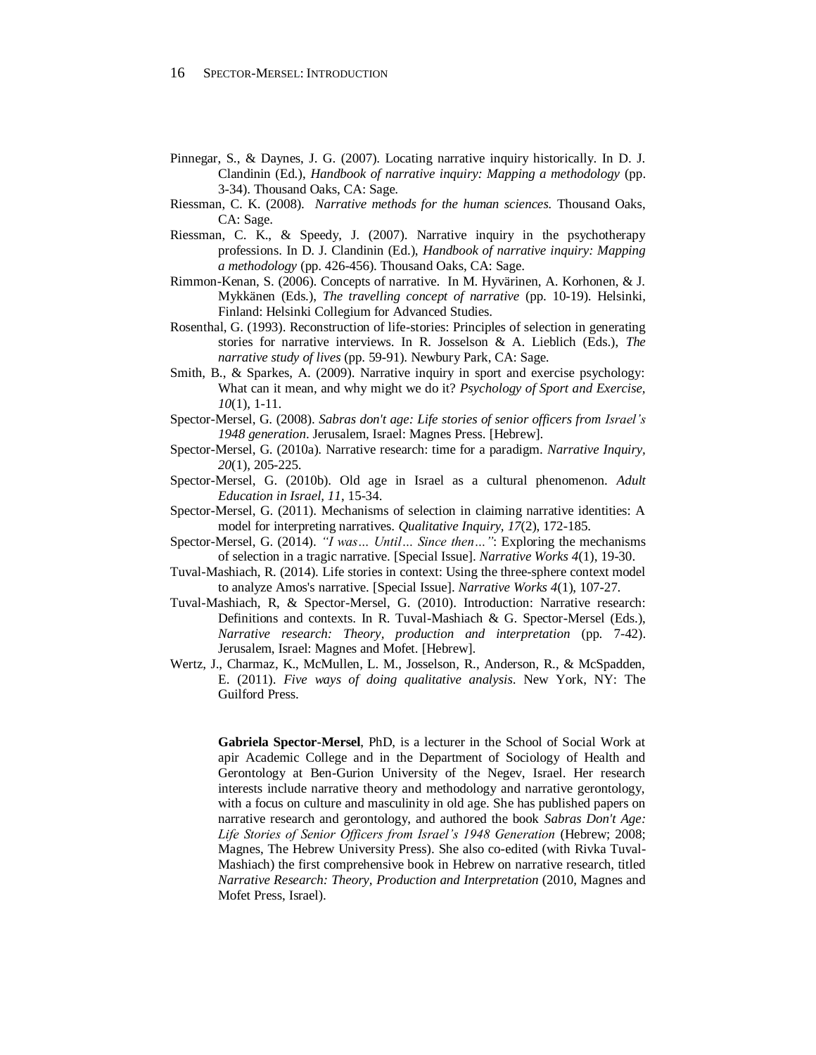Pinnegar, S., & Daynes, J. G. (2007). Locating narrative inquiry historically. In D. J. Clandinin (Ed.), *Handbook of narrative inquiry: Mapping a methodology* (pp. 3-34). Thousand Oaks, CA: Sage.

Riessman, C. K. (2008). *Narrative methods for the human sciences.* Thousand Oaks, CA: Sage.

Riessman, C. K., & Speedy, J. (2007). Narrative inquiry in the psychotherapy professions. In D. J. Clandinin (Ed.), *Handbook of narrative inquiry: Mapping a methodology* (pp. 426-456). Thousand Oaks, CA: Sage.

Rimmon-Kenan, S. (2006). Concepts of narrative. In M. Hyvärinen, A. Korhonen, & J. Mykkänen (Eds.), *The travelling concept of narrative* (pp. 10-19). Helsinki, Finland: Helsinki Collegium for Advanced Studies.

Rosenthal, G. (1993). Reconstruction of life-stories: Principles of selection in generating stories for narrative interviews. In R. Josselson & A. Lieblich (Eds.), *The narrative study of lives* (pp. 59-91). Newbury Park, CA: Sage.

Smith, B., & Sparkes, A. (2009). Narrative inquiry in sport and exercise psychology: What can it mean, and why might we do it? *Psychology of Sport and Exercise, 10*(1), 1-11.

Spector-Mersel, G. (2008). *Sabras don't age: Life stories of senior officers from Israel's 1948 generation*. Jerusalem, Israel: Magnes Press. [Hebrew].

Spector-Mersel, G. (2010a). Narrative research: time for a paradigm. *Narrative Inquiry, 20*(1), 205-225.

Spector-Mersel, G. (2010b). Old age in Israel as a cultural phenomenon. *Adult Education in Israel, 11*, 15-34.

Spector-Mersel, G. (2011). Mechanisms of selection in claiming narrative identities: A model for interpreting narratives. *Qualitative Inquiry, 17*(2), 172-185.

Spector-Mersel, G. (2014). *"I was… Until… Since then…"*: Exploring the mechanisms of selection in a tragic narrative. [Special Issue]. *Narrative Works 4*(1), 19-30.

Tuval-Mashiach, R. (2014). Life stories in context: Using the three-sphere context model to analyze Amos's narrative. [Special Issue]. *Narrative Works 4*(1), 107-27.

Tuval-Mashiach, R, & Spector-Mersel, G. (2010). Introduction: Narrative research: Definitions and contexts. In R. Tuval-Mashiach & G. Spector-Mersel (Eds.), *Narrative research: Theory, production and interpretation* (pp. 7-42). Jerusalem, Israel: Magnes and Mofet. [Hebrew].

Wertz, J., Charmaz, K., McMullen, L. M., Josselson, R., Anderson, R., & McSpadden, E. (2011). *Five ways of doing qualitative analysis*. New York, NY: The Guilford Press.

**Gabriela Spector-Mersel**, PhD, is a lecturer in the School of Social Work at apir Academic College and in the Department of Sociology of Health and Gerontology at Ben-Gurion University of the Negev, Israel. Her research interests include narrative theory and methodology and narrative gerontology, with a focus on culture and masculinity in old age. She has published papers on narrative research and gerontology, and authored the book *Sabras Don't Age: Life Stories of Senior Officers from Israel's 1948 Generation* (Hebrew; 2008; Magnes, The Hebrew University Press). She also co-edited (with Rivka Tuval-Mashiach) the first comprehensive book in Hebrew on narrative research, titled *Narrative Research: Theory, Production and Interpretation* (2010, Magnes and Mofet Press, Israel).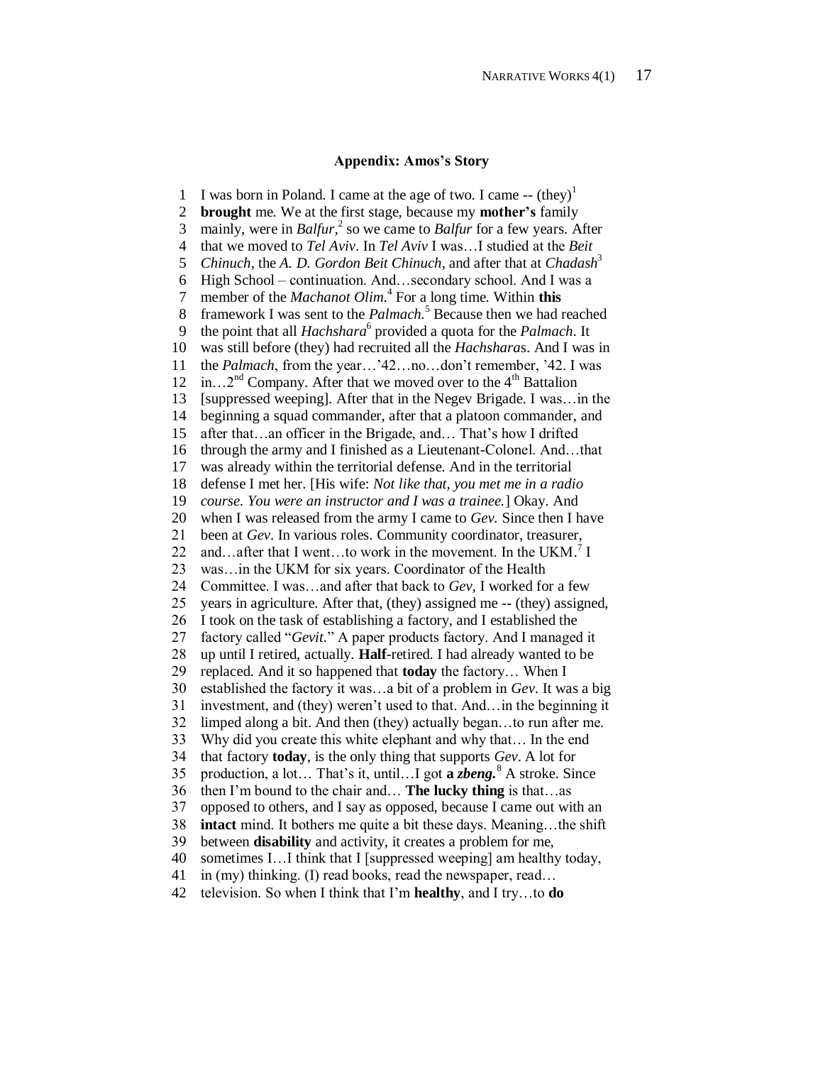### Appendix: Amos's Story

1 I was born in Poland. I came at the age of two. I came -- (they)[1]
2 **brought** me. We at the first stage, because my **mother's** family
3 mainly, were in *Balfur*,[2] so we came to *Balfur* for a few years. After
4 that we moved to *Tel Aviv*. In *Tel Aviv* I was…I studied at the *Beit*
5 *Chinuch*, the *A. D. Gordon Beit Chinuch*, and after that at *Chadash*[3]
6 High School – continuation. And…secondary school. And I was a
7 member of the *Machanot Olim*.[4] For a long time. Within **this**
8 framework I was sent to the *Palmach*.[5] Because then we had reached
9 the point that all *Hachshara*[6] provided a quota for the *Palmach*. It
10 was still before (they) had recruited all the *Hachshara*s. And I was in
11 the *Palmach*, from the year…'42…no…don't remember, '42. I was
12 in…2nd Company. After that we moved over to the 4th Battalion
13 [suppressed weeping]. After that in the Negev Brigade. I was…in the
14 beginning a squad commander, after that a platoon commander, and
15 after that…an officer in the Brigade, and… That's how I drifted
16 through the army and I finished as a Lieutenant-Colonel. And…that
17 was already within the territorial defense. And in the territorial
18 defense I met her. [His wife: *Not like that, you met me in a radio*
19 *course. You were an instructor and I was a trainee.*] Okay. And
20 when I was released from the army I came to *Gev*. Since then I have
21 been at *Gev*. In various roles. Community coordinator, treasurer,
22 and…after that I went…to work in the movement. In the UKM.[7] I
23 was…in the UKM for six years. Coordinator of the Health
24 Committee. I was…and after that back to *Gev*, I worked for a few
25 years in agriculture. After that, (they) assigned me -- (they) assigned,
26 I took on the task of establishing a factory, and I established the
27 factory called "*Gevit*." A paper products factory. And I managed it
28 up until I retired, actually. **Half**-retired. I had already wanted to be
29 replaced. And it so happened that **today** the factory… When I
30 established the factory it was…a bit of a problem in *Gev*. It was a big
31 investment, and (they) weren't used to that. And…in the beginning it
32 limped along a bit. And then (they) actually began…to run after me.
33 Why did you create this white elephant and why that… In the end
34 that factory **today**, is the only thing that supports *Gev*. A lot for
35 production, a lot… That's it, until…I got ***a zbeng.***[8] A stroke. Since
36 then I'm bound to the chair and… **The lucky thing** is that…as
37 opposed to others, and I say as opposed, because I came out with an
38 **intact** mind. It bothers me quite a bit these days. Meaning…the shift
39 between **disability** and activity, it creates a problem for me,
40 sometimes I…I think that I [suppressed weeping] am healthy today,
41 in (my) thinking. (I) read books, read the newspaper, read…
42 television. So when I think that I'm **healthy**, and I try…to **do**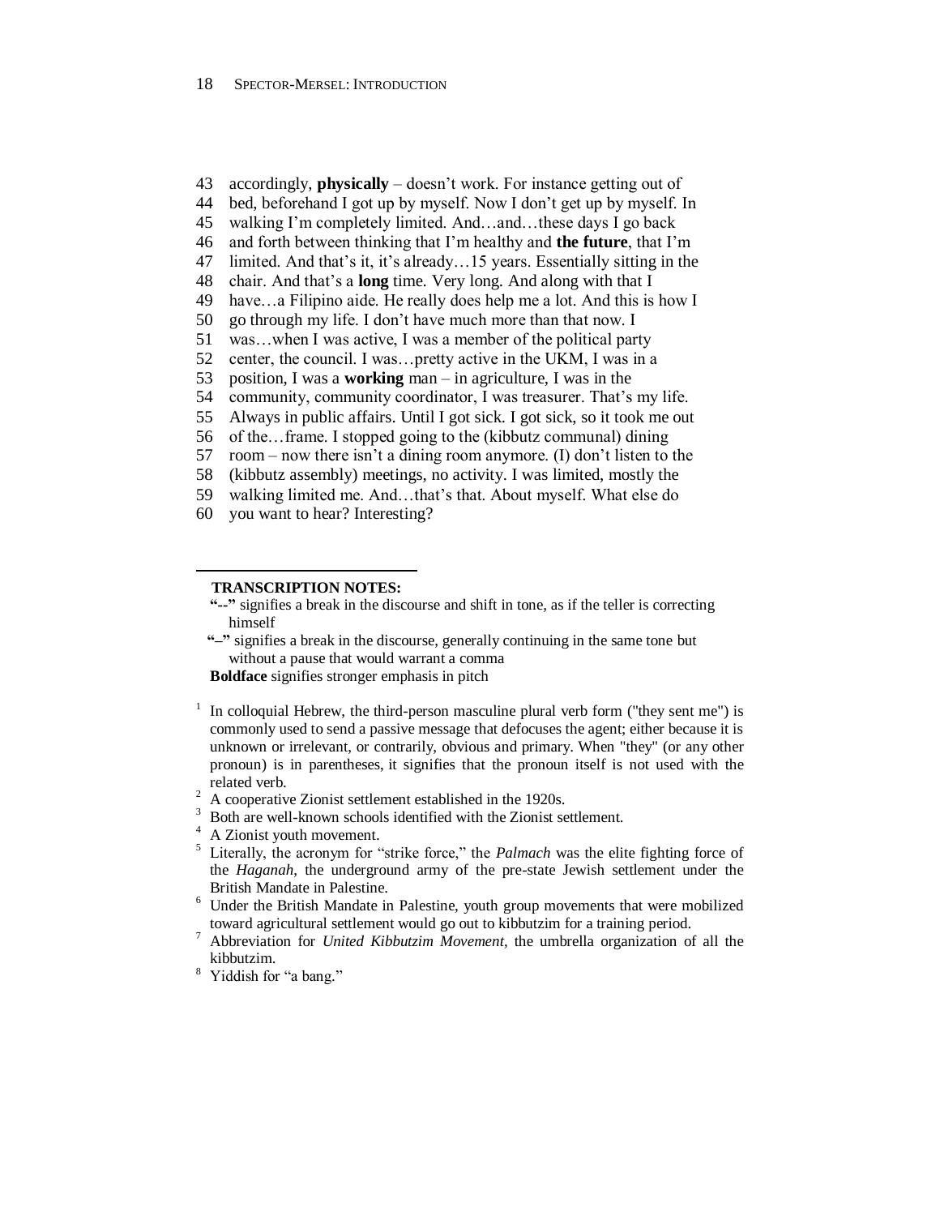43 accordingly, **physically** – doesn't work. For instance getting out of
44 bed, beforehand I got up by myself. Now I don't get up by myself. In
45 walking I'm completely limited. And…and…these days I go back
46 and forth between thinking that I'm healthy and **the future**, that I'm
47 limited. And that's it, it's already…15 years. Essentially sitting in the
48 chair. And that's a **long** time. Very long. And along with that I
49 have…a Filipino aide. He really does help me a lot. And this is how I
50 go through my life. I don't have much more than that now. I
51 was…when I was active, I was a member of the political party
52 center, the council. I was…pretty active in the UKM, I was in a
53 position, I was a **working** man – in agriculture, I was in the
54 community, community coordinator, I was treasurer. That's my life.
55 Always in public affairs. Until I got sick. I got sick, so it took me out
56 of the…frame. I stopped going to the (kibbutz communal) dining
57 room – now there isn't a dining room anymore. (I) don't listen to the
58 (kibbutz assembly) meetings, no activity. I was limited, mostly the
59 walking limited me. And…that's that. About myself. What else do
60 you want to hear? Interesting?

---

**TRANSCRIPTION NOTES:**

**"--"** signifies a break in the discourse and shift in tone, as if the teller is correcting himself

**"–"** signifies a break in the discourse, generally continuing in the same tone but without a pause that would warrant a comma

**Boldface** signifies stronger emphasis in pitch

[1] In colloquial Hebrew, the third-person masculine plural verb form ("they sent me") is commonly used to send a passive message that defocuses the agent; either because it is unknown or irrelevant, or contrarily, obvious and primary. When "they" (or any other pronoun) is in parentheses, it signifies that the pronoun itself is not used with the related verb.

[2] A cooperative Zionist settlement established in the 1920s.

[3] Both are well-known schools identified with the Zionist settlement.

[4] A Zionist youth movement.

[5] Literally, the acronym for "strike force," the *Palmach* was the elite fighting force of the *Haganah*, the underground army of the pre-state Jewish settlement under the British Mandate in Palestine.

[6] Under the British Mandate in Palestine, youth group movements that were mobilized toward agricultural settlement would go out to kibbutzim for a training period.

[7] Abbreviation for *United Kibbutzim Movement*, the umbrella organization of all the kibbutzim.

[8] Yiddish for "a bang."